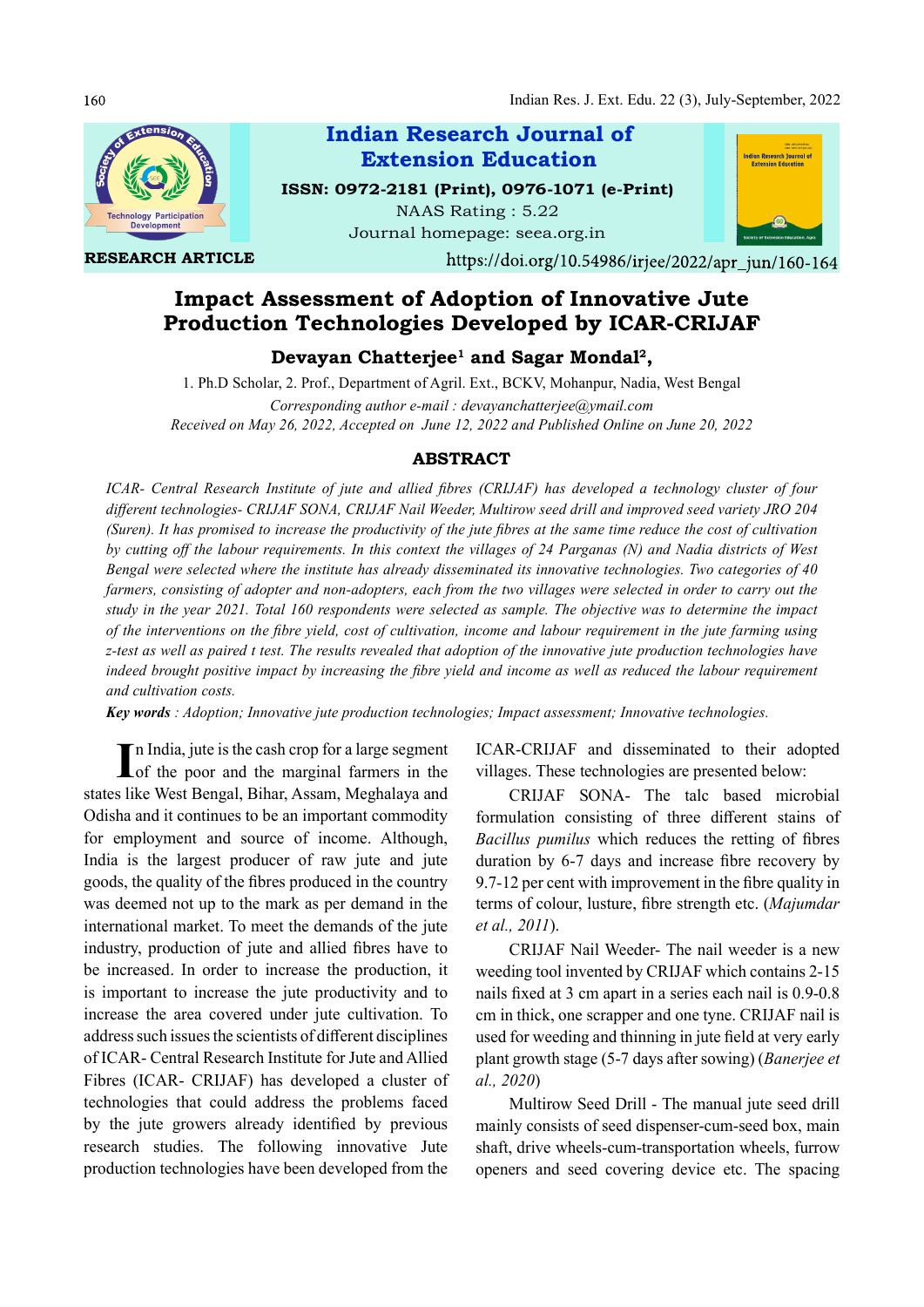Indian Research Journal of Extension Education

ISSN: 0972-2181 (Print), 0976-1071 (e-Print)

NAAS Rating : 5.22

Journal homepage: seea.org.in

RESEARCH ARTICLE

https://doi.org/10.54986/irjee/2022/apr_jun/160-164

# Impact Assessment of Adoption of Innovative Jute Production Technologies Developed by ICAR-CRIJAF

**Devayan Chatterjee[1] and Sagar Mondal[2],**

1. Ph.D Scholar, 2. Prof., Department of Agril. Ext., BCKV, Mohanpur, Nadia, West Bengal

*Corresponding author e-mail : devayanchatterjee@ymail.com*

*Received on May 26, 2022, Accepted on June 12, 2022 and Published Online on June 20, 2022*

## ABSTRACT

*ICAR- Central Research Institute of jute and allied fibres (CRIJAF) has developed a technology cluster of four different technologies- CRIJAF SONA, CRIJAF Nail Weeder, Multirow seed drill and improved seed variety JRO 204 (Suren). It has promised to increase the productivity of the jute fibres at the same time reduce the cost of cultivation by cutting off the labour requirements. In this context the villages of 24 Parganas (N) and Nadia districts of West Bengal were selected where the institute has already disseminated its innovative technologies. Two categories of 40 farmers, consisting of adopter and non-adopters, each from the two villages were selected in order to carry out the study in the year 2021. Total 160 respondents were selected as sample. The objective was to determine the impact of the interventions on the fibre yield, cost of cultivation, income and labour requirement in the jute farming using z-test as well as paired t test. The results revealed that adoption of the innovative jute production technologies have indeed brought positive impact by increasing the fibre yield and income as well as reduced the labour requirement and cultivation costs.*

***Key words** : Adoption; Innovative jute production technologies; Impact assessment; Innovative technologies.*

In India, jute is the cash crop for a large segment of the poor and the marginal farmers in the states like West Bengal, Bihar, Assam, Meghalaya and Odisha and it continues to be an important commodity for employment and source of income. Although, India is the largest producer of raw jute and jute goods, the quality of the fibres produced in the country was deemed not up to the mark as per demand in the international market. To meet the demands of the jute industry, production of jute and allied fibres have to be increased. In order to increase the production, it is important to increase the jute productivity and to increase the area covered under jute cultivation. To address such issues the scientists of different disciplines of ICAR- Central Research Institute for Jute and Allied Fibres (ICAR- CRIJAF) has developed a cluster of technologies that could address the problems faced by the jute growers already identified by previous research studies. The following innovative Jute production technologies have been developed from the ICAR-CRIJAF and disseminated to their adopted villages. These technologies are presented below:

CRIJAF SONA- The talc based microbial formulation consisting of three different stains of *Bacillus pumilus* which reduces the retting of fibres duration by 6-7 days and increase fibre recovery by 9.7-12 per cent with improvement in the fibre quality in terms of colour, lusture, fibre strength etc. (*Majumdar et al., 2011*).

CRIJAF Nail Weeder- The nail weeder is a new weeding tool invented by CRIJAF which contains 2-15 nails fixed at 3 cm apart in a series each nail is 0.9-0.8 cm in thick, one scrapper and one tyne. CRIJAF nail is used for weeding and thinning in jute field at very early plant growth stage (5-7 days after sowing) (*Banerjee et al., 2020*)

Multirow Seed Drill - The manual jute seed drill mainly consists of seed dispenser-cum-seed box, main shaft, drive wheels-cum-transportation wheels, furrow openers and seed covering device etc. The spacing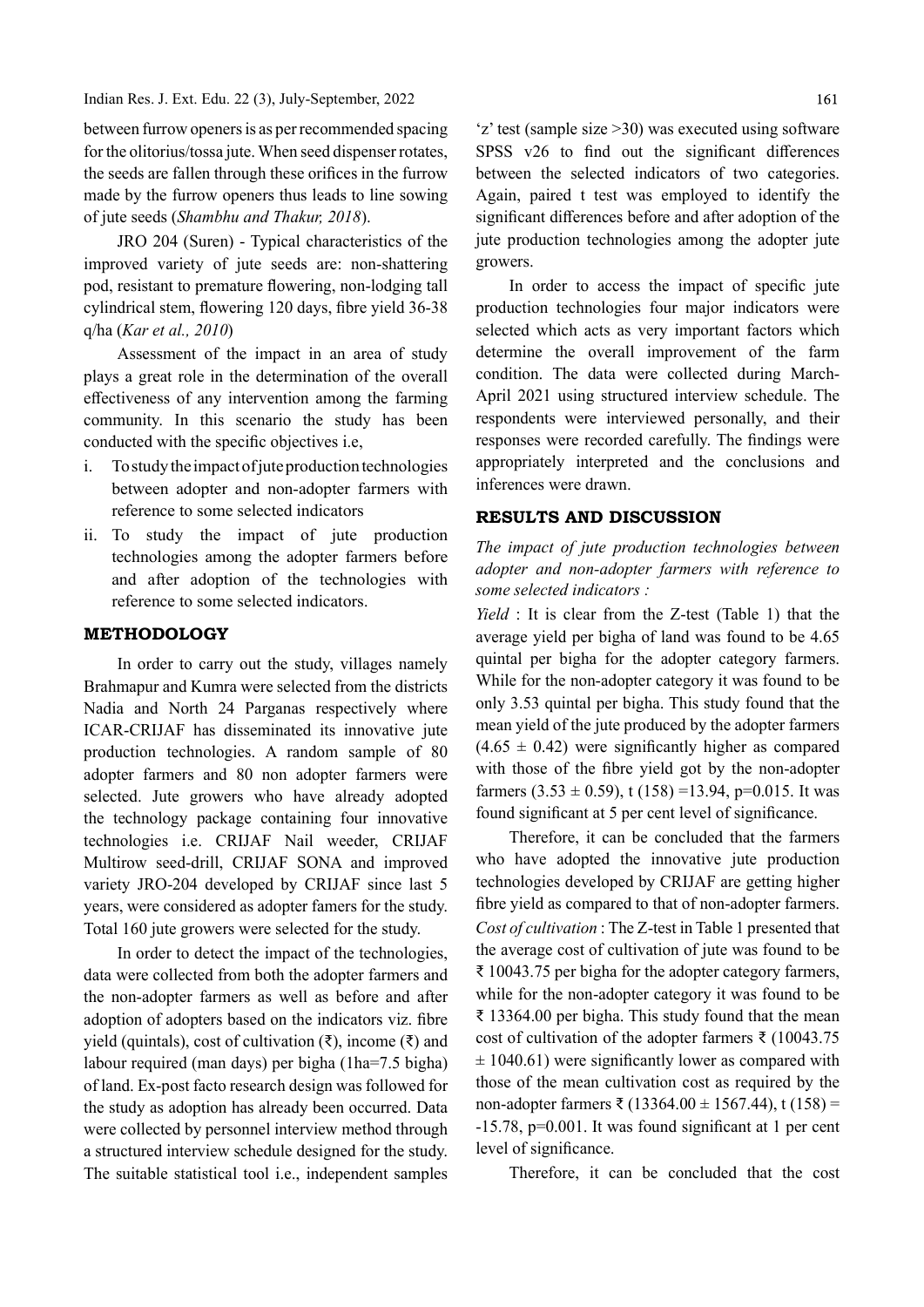between furrow openers is as per recommended spacing for the olitorius/tossa jute. When seed dispenser rotates, the seeds are fallen through these orifices in the furrow made by the furrow openers thus leads to line sowing of jute seeds (*Shambhu and Thakur, 2018*).

JRO 204 (Suren) - Typical characteristics of the improved variety of jute seeds are: non-shattering pod, resistant to premature flowering, non-lodging tall cylindrical stem, flowering 120 days, fibre yield 36-38 q/ha (*Kar et al., 2010*)

Assessment of the impact in an area of study plays a great role in the determination of the overall effectiveness of any intervention among the farming community. In this scenario the study has been conducted with the specific objectives i.e,

i. To study the impact of jute production technologies between adopter and non-adopter farmers with reference to some selected indicators
ii. To study the impact of jute production technologies among the adopter farmers before and after adoption of the technologies with reference to some selected indicators.

## METHODOLOGY

In order to carry out the study, villages namely Brahmapur and Kumra were selected from the districts Nadia and North 24 Parganas respectively where ICAR-CRIJAF has disseminated its innovative jute production technologies. A random sample of 80 adopter farmers and 80 non adopter farmers were selected. Jute growers who have already adopted the technology package containing four innovative technologies i.e. CRIJAF Nail weeder, CRIJAF Multirow seed-drill, CRIJAF SONA and improved variety JRO-204 developed by CRIJAF since last 5 years, were considered as adopter famers for the study. Total 160 jute growers were selected for the study.

In order to detect the impact of the technologies, data were collected from both the adopter farmers and the non-adopter farmers as well as before and after adoption of adopters based on the indicators viz. fibre yield (quintals), cost of cultivation (₹), income (₹) and labour required (man days) per bigha (1ha=7.5 bigha) of land. Ex-post facto research design was followed for the study as adoption has already been occurred. Data were collected by personnel interview method through a structured interview schedule designed for the study. The suitable statistical tool i.e., independent samples 'z' test (sample size >30) was executed using software SPSS v26 to find out the significant differences between the selected indicators of two categories. Again, paired t test was employed to identify the significant differences before and after adoption of the jute production technologies among the adopter jute growers.

In order to access the impact of specific jute production technologies four major indicators were selected which acts as very important factors which determine the overall improvement of the farm condition. The data were collected during March-April 2021 using structured interview schedule. The respondents were interviewed personally, and their responses were recorded carefully. The findings were appropriately interpreted and the conclusions and inferences were drawn.

## RESULTS AND DISCUSSION

*The impact of jute production technologies between adopter and non-adopter farmers with reference to some selected indicators :*

*Yield* : It is clear from the Z-test (Table 1) that the average yield per bigha of land was found to be 4.65 quintal per bigha for the adopter category farmers. While for the non-adopter category it was found to be only 3.53 quintal per bigha. This study found that the mean yield of the jute produced by the adopter farmers ($4.65 \pm 0.42$) were significantly higher as compared with those of the fibre yield got by the non-adopter farmers ($3.53 \pm 0.59$), $t(158) = 13.94$, $p = 0.015$. It was found significant at 5 per cent level of significance.

Therefore, it can be concluded that the farmers who have adopted the innovative jute production technologies developed by CRIJAF are getting higher fibre yield as compared to that of non-adopter farmers.

*Cost of cultivation* : The Z-test in Table 1 presented that the average cost of cultivation of jute was found to be ₹ 10043.75 per bigha for the adopter category farmers, while for the non-adopter category it was found to be ₹ 13364.00 per bigha. This study found that the mean cost of cultivation of the adopter farmers ₹ ($10043.75 \pm 1040.61$) were significantly lower as compared with those of the mean cultivation cost as required by the non-adopter farmers ₹ ($13364.00 \pm 1567.44$), $t(158) = -15.78$, $p = 0.001$. It was found significant at 1 per cent level of significance.

Therefore, it can be concluded that the cost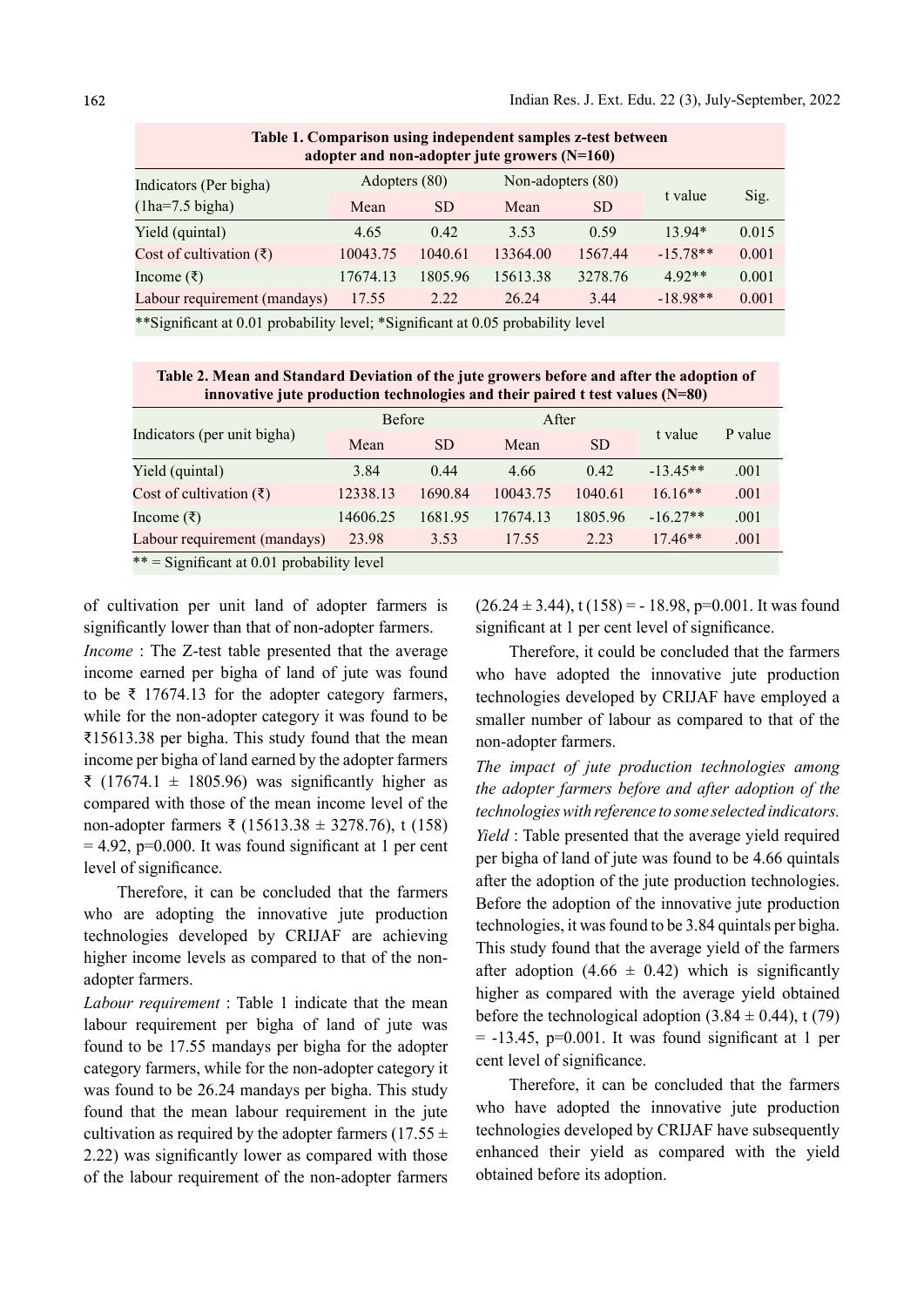**Table 1. Comparison using independent samples z-test between adopter and non-adopter jute growers (N=160)**

| Indicators (Per bigha) (1ha=7.5 bigha) | Adopters (80) | | Non-adopters (80) | | t value | Sig. |
|---|---|---|---|---|---|---|
| | Mean | SD | Mean | SD | | |
| Yield (quintal) | 4.65 | 0.42 | 3.53 | 0.59 | 13.94* | 0.015 |
| Cost of cultivation (₹) | 10043.75 | 1040.61 | 13364.00 | 1567.44 | -15.78** | 0.001 |
| Income (₹) | 17674.13 | 1805.96 | 15613.38 | 3278.76 | 4.92** | 0.001 |
| Labour requirement (mandays) | 17.55 | 2.22 | 26.24 | 3.44 | -18.98** | 0.001 |

**Significant at 0.01 probability level; *Significant at 0.05 probability level

**Table 2. Mean and Standard Deviation of the jute growers before and after the adoption of innovative jute production technologies and their paired t test values (N=80)**

| Indicators (per unit bigha) | Before | | After | | t value | P value |
|---|---|---|---|---|---|---|
| | Mean | SD | Mean | SD | | |
| Yield (quintal) | 3.84 | 0.44 | 4.66 | 0.42 | -13.45** | .001 |
| Cost of cultivation (₹) | 12338.13 | 1690.84 | 10043.75 | 1040.61 | 16.16** | .001 |
| Income (₹) | 14606.25 | 1681.95 | 17674.13 | 1805.96 | -16.27** | .001 |
| Labour requirement (mandays) | 23.98 | 3.53 | 17.55 | 2.23 | 17.46** | .001 |

** = Significant at 0.01 probability level

of cultivation per unit land of adopter farmers is significantly lower than that of non-adopter farmers.

*Income* : The Z-test table presented that the average income earned per bigha of land of jute was found to be ₹ 17674.13 for the adopter category farmers, while for the non-adopter category it was found to be ₹15613.38 per bigha. This study found that the mean income per bigha of land earned by the adopter farmers ₹ (17674.1 ± 1805.96) was significantly higher as compared with those of the mean income level of the non-adopter farmers ₹ (15613.38 ± 3278.76), t (158) = 4.92, p=0.000. It was found significant at 1 per cent level of significance.

Therefore, it can be concluded that the farmers who are adopting the innovative jute production technologies developed by CRIJAF are achieving higher income levels as compared to that of the non-adopter farmers.

*Labour requirement* : Table 1 indicate that the mean labour requirement per bigha of land of jute was found to be 17.55 mandays per bigha for the adopter category farmers, while for the non-adopter category it was found to be 26.24 mandays per bigha. This study found that the mean labour requirement in the jute cultivation as required by the adopter farmers (17.55 ± 2.22) was significantly lower as compared with those of the labour requirement of the non-adopter farmers (26.24 ± 3.44), t (158) = - 18.98, p=0.001. It was found significant at 1 per cent level of significance.

Therefore, it could be concluded that the farmers who have adopted the innovative jute production technologies developed by CRIJAF have employed a smaller number of labour as compared to that of the non-adopter farmers.

*The impact of jute production technologies among the adopter farmers before and after adoption of the technologies with reference to some selected indicators.*

*Yield* : Table presented that the average yield required per bigha of land of jute was found to be 4.66 quintals after the adoption of the jute production technologies. Before the adoption of the innovative jute production technologies, it was found to be 3.84 quintals per bigha. This study found that the average yield of the farmers after adoption (4.66 ± 0.42) which is significantly higher as compared with the average yield obtained before the technological adoption (3.84 ± 0.44), t (79) = -13.45, p=0.001. It was found significant at 1 per cent level of significance.

Therefore, it can be concluded that the farmers who have adopted the innovative jute production technologies developed by CRIJAF have subsequently enhanced their yield as compared with the yield obtained before its adoption.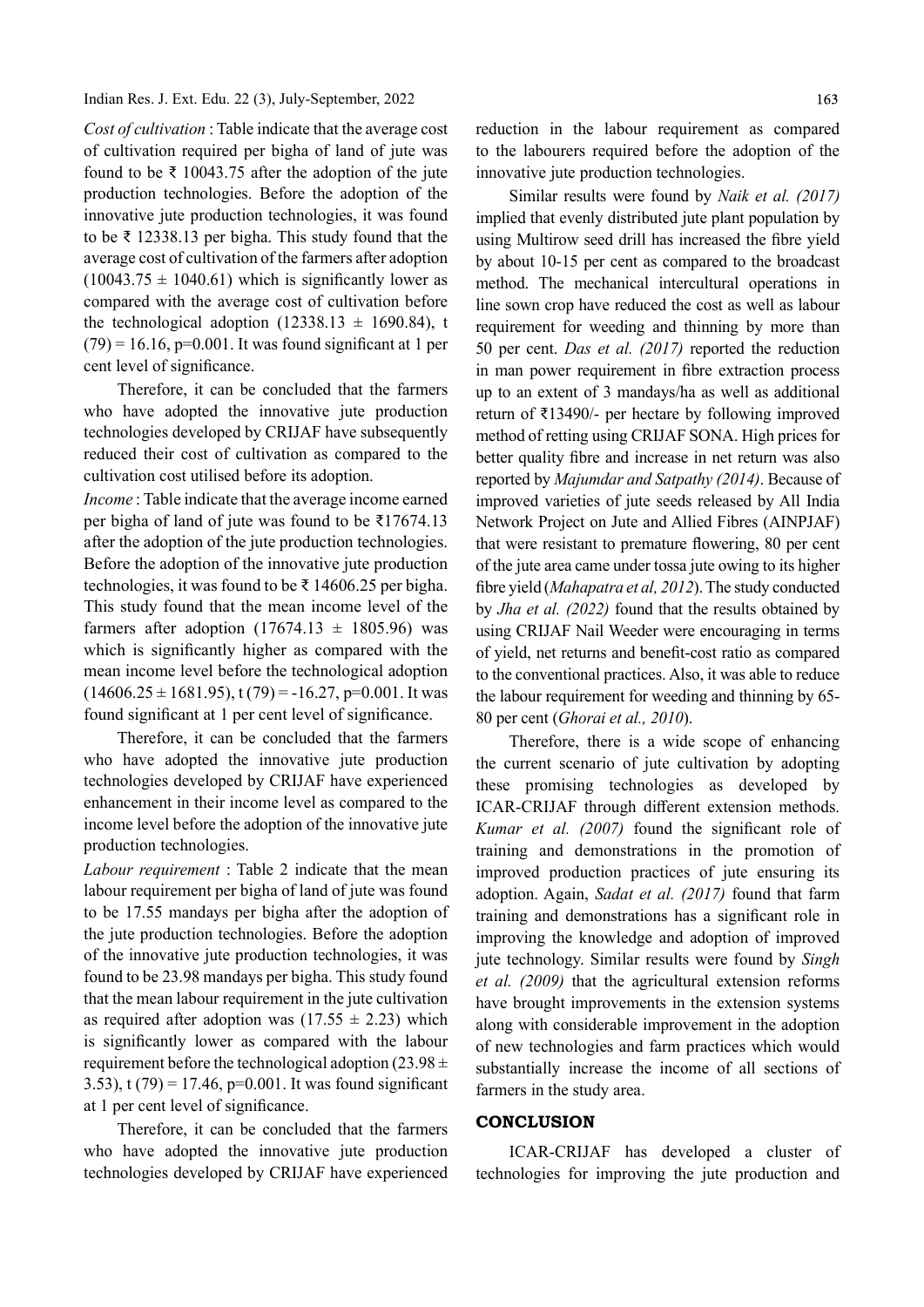*Cost of cultivation* : Table indicate that the average cost of cultivation required per bigha of land of jute was found to be ₹ 10043.75 after the adoption of the jute production technologies. Before the adoption of the innovative jute production technologies, it was found to be ₹ 12338.13 per bigha. This study found that the average cost of cultivation of the farmers after adoption (10043.75 ± 1040.61) which is significantly lower as compared with the average cost of cultivation before the technological adoption (12338.13 ± 1690.84), t (79) = 16.16, p=0.001. It was found significant at 1 per cent level of significance.

Therefore, it can be concluded that the farmers who have adopted the innovative jute production technologies developed by CRIJAF have subsequently reduced their cost of cultivation as compared to the cultivation cost utilised before its adoption.

*Income* : Table indicate that the average income earned per bigha of land of jute was found to be ₹17674.13 after the adoption of the jute production technologies. Before the adoption of the innovative jute production technologies, it was found to be ₹ 14606.25 per bigha. This study found that the mean income level of the farmers after adoption (17674.13 ± 1805.96) was which is significantly higher as compared with the mean income level before the technological adoption (14606.25 ± 1681.95), t (79) = -16.27, p=0.001. It was found significant at 1 per cent level of significance.

Therefore, it can be concluded that the farmers who have adopted the innovative jute production technologies developed by CRIJAF have experienced enhancement in their income level as compared to the income level before the adoption of the innovative jute production technologies.

*Labour requirement* : Table 2 indicate that the mean labour requirement per bigha of land of jute was found to be 17.55 mandays per bigha after the adoption of the jute production technologies. Before the adoption of the innovative jute production technologies, it was found to be 23.98 mandays per bigha. This study found that the mean labour requirement in the jute cultivation as required after adoption was (17.55 ± 2.23) which is significantly lower as compared with the labour requirement before the technological adoption (23.98 ± 3.53), t (79) = 17.46, p=0.001. It was found significant at 1 per cent level of significance.

Therefore, it can be concluded that the farmers who have adopted the innovative jute production technologies developed by CRIJAF have experienced reduction in the labour requirement as compared to the labourers required before the adoption of the innovative jute production technologies.

Similar results were found by *Naik et al. (2017)* implied that evenly distributed jute plant population by using Multirow seed drill has increased the fibre yield by about 10-15 per cent as compared to the broadcast method. The mechanical intercultural operations in line sown crop have reduced the cost as well as labour requirement for weeding and thinning by more than 50 per cent. *Das et al. (2017)* reported the reduction in man power requirement in fibre extraction process up to an extent of 3 mandays/ha as well as additional return of ₹13490/- per hectare by following improved method of retting using CRIJAF SONA. High prices for better quality fibre and increase in net return was also reported by *Majumdar and Satpathy (2014)*. Because of improved varieties of jute seeds released by All India Network Project on Jute and Allied Fibres (AINPJAF) that were resistant to premature flowering, 80 per cent of the jute area came under tossa jute owing to its higher fibre yield (*Mahapatra et al, 2012*). The study conducted by *Jha et al. (2022)* found that the results obtained by using CRIJAF Nail Weeder were encouraging in terms of yield, net returns and benefit-cost ratio as compared to the conventional practices. Also, it was able to reduce the labour requirement for weeding and thinning by 65-80 per cent (*Ghorai et al., 2010*).

Therefore, there is a wide scope of enhancing the current scenario of jute cultivation by adopting these promising technologies as developed by ICAR-CRIJAF through different extension methods. *Kumar et al. (2007)* found the significant role of training and demonstrations in the promotion of improved production practices of jute ensuring its adoption. Again, *Sadat et al. (2017)* found that farm training and demonstrations has a significant role in improving the knowledge and adoption of improved jute technology. Similar results were found by *Singh et al. (2009)* that the agricultural extension reforms have brought improvements in the extension systems along with considerable improvement in the adoption of new technologies and farm practices which would substantially increase the income of all sections of farmers in the study area.

## CONCLUSION

ICAR-CRIJAF has developed a cluster of technologies for improving the jute production and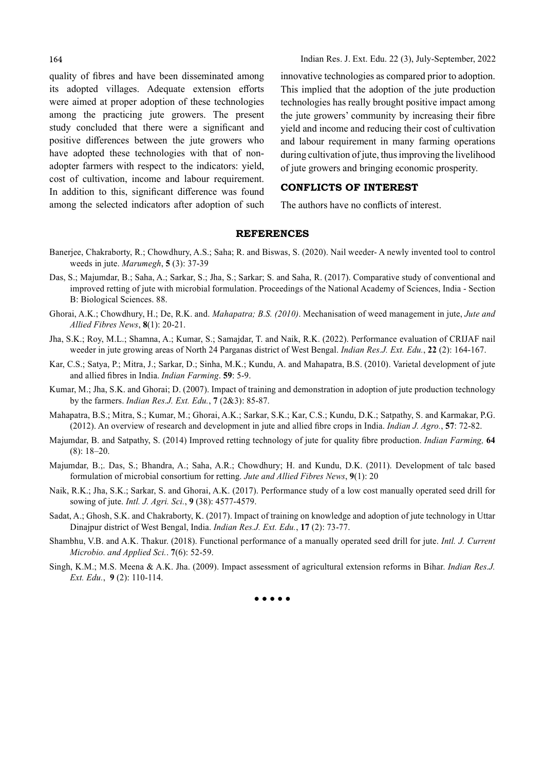quality of fibres and have been disseminated among its adopted villages. Adequate extension efforts were aimed at proper adoption of these technologies among the practicing jute growers. The present study concluded that there were a significant and positive differences between the jute growers who have adopted these technologies with that of non-adopter farmers with respect to the indicators: yield, cost of cultivation, income and labour requirement. In addition to this, significant difference was found among the selected indicators after adoption of such innovative technologies as compared prior to adoption. This implied that the adoption of the jute production technologies has really brought positive impact among the jute growers' community by increasing their fibre yield and income and reducing their cost of cultivation and labour requirement in many farming operations during cultivation of jute, thus improving the livelihood of jute growers and bringing economic prosperity.

## CONFLICTS OF INTEREST

The authors have no conflicts of interest.

## REFERENCES

Banerjee, Chakraborty, R.; Chowdhury, A.S.; Saha; R. and Biswas, S. (2020). Nail weeder- A newly invented tool to control weeds in jute. *Marumegh*, **5** (3): 37-39

Das, S.; Majumdar, B.; Saha, A.; Sarkar, S.; Jha, S.; Sarkar; S. and Saha, R. (2017). Comparative study of conventional and improved retting of jute with microbial formulation. Proceedings of the National Academy of Sciences, India - Section B: Biological Sciences. 88.

Ghorai, A.K.; Chowdhury, H.; De, R.K. and. *Mahapatra; B.S. (2010)*. Mechanisation of weed management in jute, *Jute and Allied Fibres News*, **8**(1): 20-21.

Jha, S.K.; Roy, M.L.; Shamna, A.; Kumar, S.; Samajdar, T. and Naik, R.K. (2022). Performance evaluation of CRIJAF nail weeder in jute growing areas of North 24 Parganas district of West Bengal. *Indian Res.J. Ext. Edu.*, **22** (2): 164-167.

Kar, C.S.; Satya, P.; Mitra, J.; Sarkar, D.; Sinha, M.K.; Kundu, A. and Mahapatra, B.S. (2010). Varietal development of jute and allied fibres in India. *Indian Farming*. **59**: 5-9.

Kumar, M.; Jha, S.K. and Ghorai; D. (2007). Impact of training and demonstration in adoption of jute production technology by the farmers. *Indian Res.J. Ext. Edu.*, **7** (2&3): 85-87.

Mahapatra, B.S.; Mitra, S.; Kumar, M.; Ghorai, A.K.; Sarkar, S.K.; Kar, C.S.; Kundu, D.K.; Satpathy, S. and Karmakar, P.G. (2012). An overview of research and development in jute and allied fibre crops in India. *Indian J. Agro.*, **57**: 72-82.

Majumdar, B. and Satpathy, S. (2014) Improved retting technology of jute for quality fibre production. *Indian Farming,* **64** (8): 18–20.

Majumdar, B.;. Das, S.; Bhandra, A.; Saha, A.R.; Chowdhury; H. and Kundu, D.K. (2011). Development of talc based formulation of microbial consortium for retting. *Jute and Allied Fibres News*, **9**(1): 20

Naik, R.K.; Jha, S.K.; Sarkar, S. and Ghorai, A.K. (2017). Performance study of a low cost manually operated seed drill for sowing of jute. *Intl. J. Agri. Sci.*, **9** (38): 4577-4579.

Sadat, A.; Ghosh, S.K. and Chakraborty, K. (2017). Impact of training on knowledge and adoption of jute technology in Uttar Dinajpur district of West Bengal, India. *Indian Res.J. Ext. Edu.*, **17** (2): 73-77.

Shambhu, V.B. and A.K. Thakur. (2018). Functional performance of a manually operated seed drill for jute. *Intl. J. Current Microbio. and Applied Sci.*. **7**(6): 52-59.

Singh, K.M.; M.S. Meena & A.K. Jha. (2009). Impact assessment of agricultural extension reforms in Bihar. *Indian Res.J. Ext. Edu.*, **9** (2): 110-114.

• • • • •